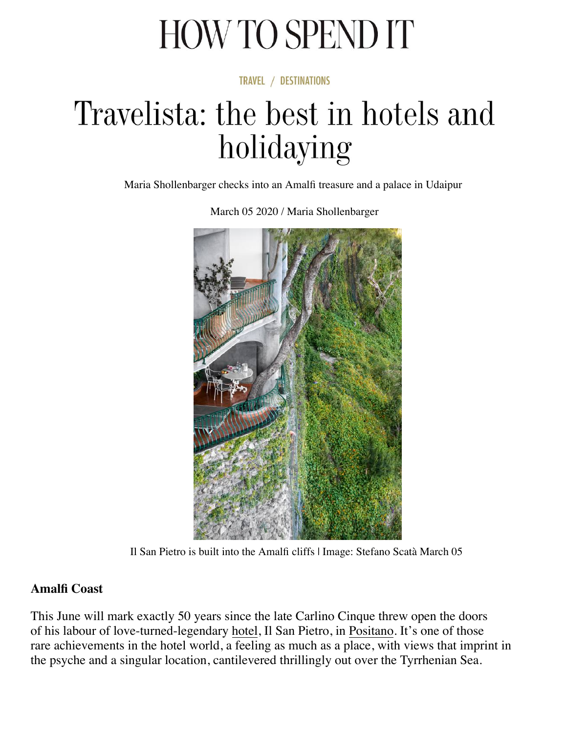# HOW TO SPEND IT

TRAVEL / DESTINATIONS

## Travelista: the best in hotels and holidaying

Maria Shollenbarger checks into an Amalfi treasure and a palace in Udaipur

March 05 2020 / Maria Shollenbarger

Il San Pietro is built into the Amalfi cliffs | Image: Stefano Scatà March 05

**Amalfi Coast**

This June will mark exactly 50 years since the late Carlino Cinque threw open the doors of his labour of love-turned-legendary hotel, Il San Pietro, in Positano. It's one of those rare achievements in the hotel world, a feeling as much as a place, with views that imprint in the psyche and a singular location, cantilevered thrillingly out over the Tyrrhenian Sea.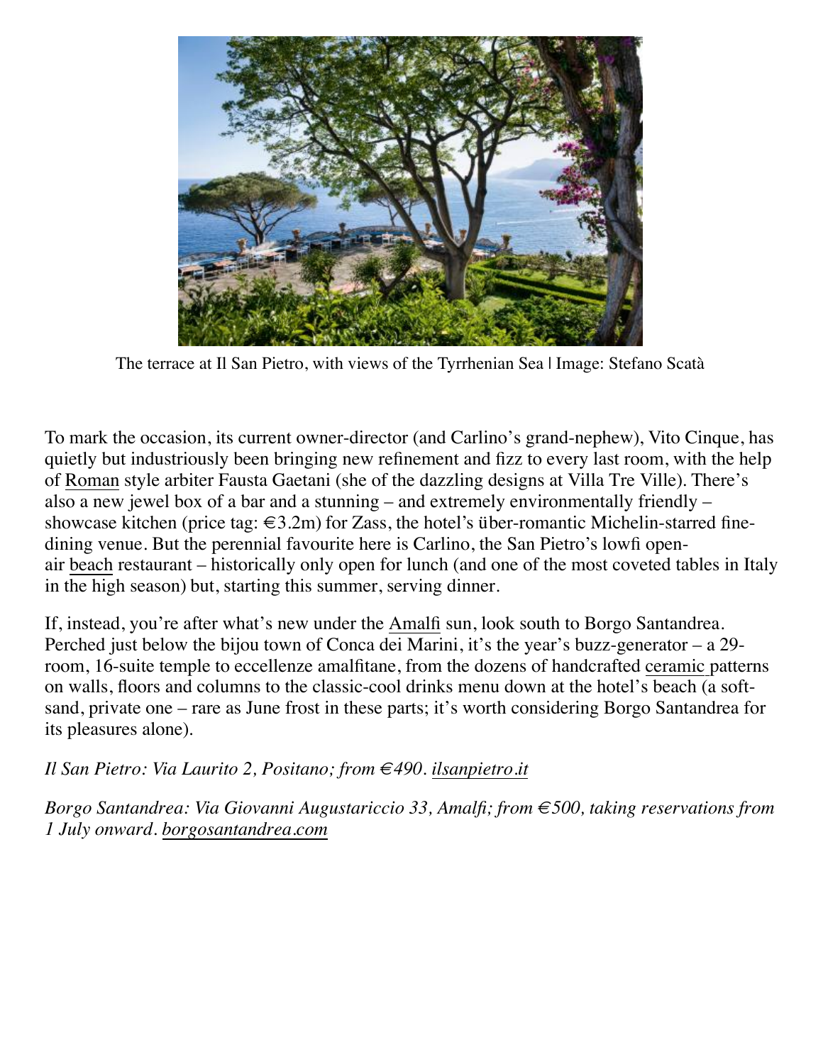The terrace at Il San Pietro, with views of the Tyrrhenian Sea | Image: Stefano Scatà

To mark the occasion, its current owner-director (and Carlino's grand-nephew), Vito Cinque, has quietly but industriously been bringing new refinement and fizz to every last room, with the help of Roman style arbiter Fausta Gaetani (she of the dazzling designs at Villa Tre Ville). There's also a new jewel box of a bar and a stunning – and extremely environmentally friendly – showcase kitchen (price tag: €3.2m) for Zass, the hotel's über-romantic Michelin-starred fine-dining venue. But the perennial favourite here is Carlino, the San Pietro's lowfi open-air beach restaurant – historically only open for lunch (and one of the most coveted tables in Italy in the high season) but, starting this summer, serving dinner.

If, instead, you're after what's new under the Amalfi sun, look south to Borgo Santandrea. Perched just below the bijou town of Conca dei Marini, it's the year's buzz-generator – a 29-room, 16-suite temple to eccellenze amalfitane, from the dozens of handcrafted ceramic patterns on walls, floors and columns to the classic-cool drinks menu down at the hotel's beach (a soft-sand, private one – rare as June frost in these parts; it's worth considering Borgo Santandrea for its pleasures alone).

*Il San Pietro: Via Laurito 2, Positano; from €490. ilsanpietro.it*

*Borgo Santandrea: Via Giovanni Augustariccio 33, Amalfi; from €500, taking reservations from 1 July onward. borgosantandrea.com*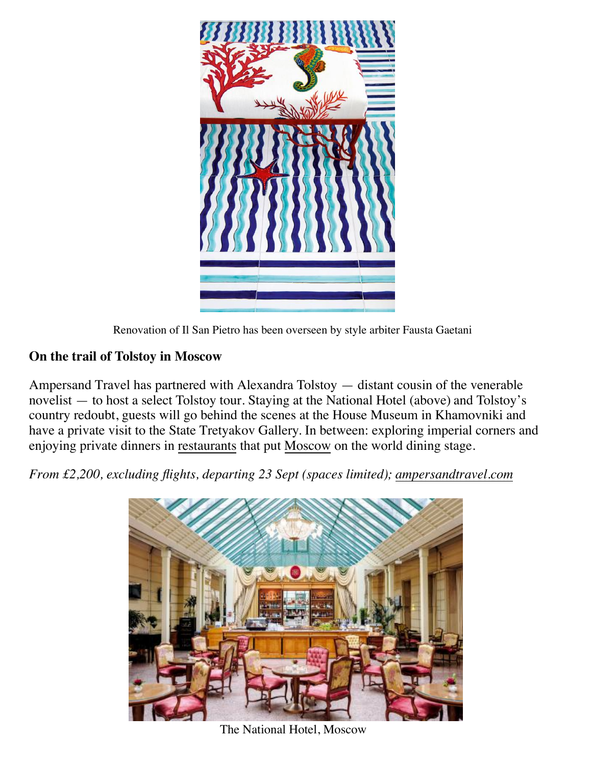Renovation of Il San Pietro has been overseen by style arbiter Fausta Gaetani

**On the trail of Tolstoy in Moscow**

Ampersand Travel has partnered with Alexandra Tolstoy — distant cousin of the venerable novelist — to host a select Tolstoy tour. Staying at the National Hotel (above) and Tolstoy's country redoubt, guests will go behind the scenes at the House Museum in Khamovniki and have a private visit to the State Tretyakov Gallery. In between: exploring imperial corners and enjoying private dinners in restaurants that put Moscow on the world dining stage.

*From £2,200, excluding flights, departing 23 Sept (spaces limited); ampersandtravel.com*

The National Hotel, Moscow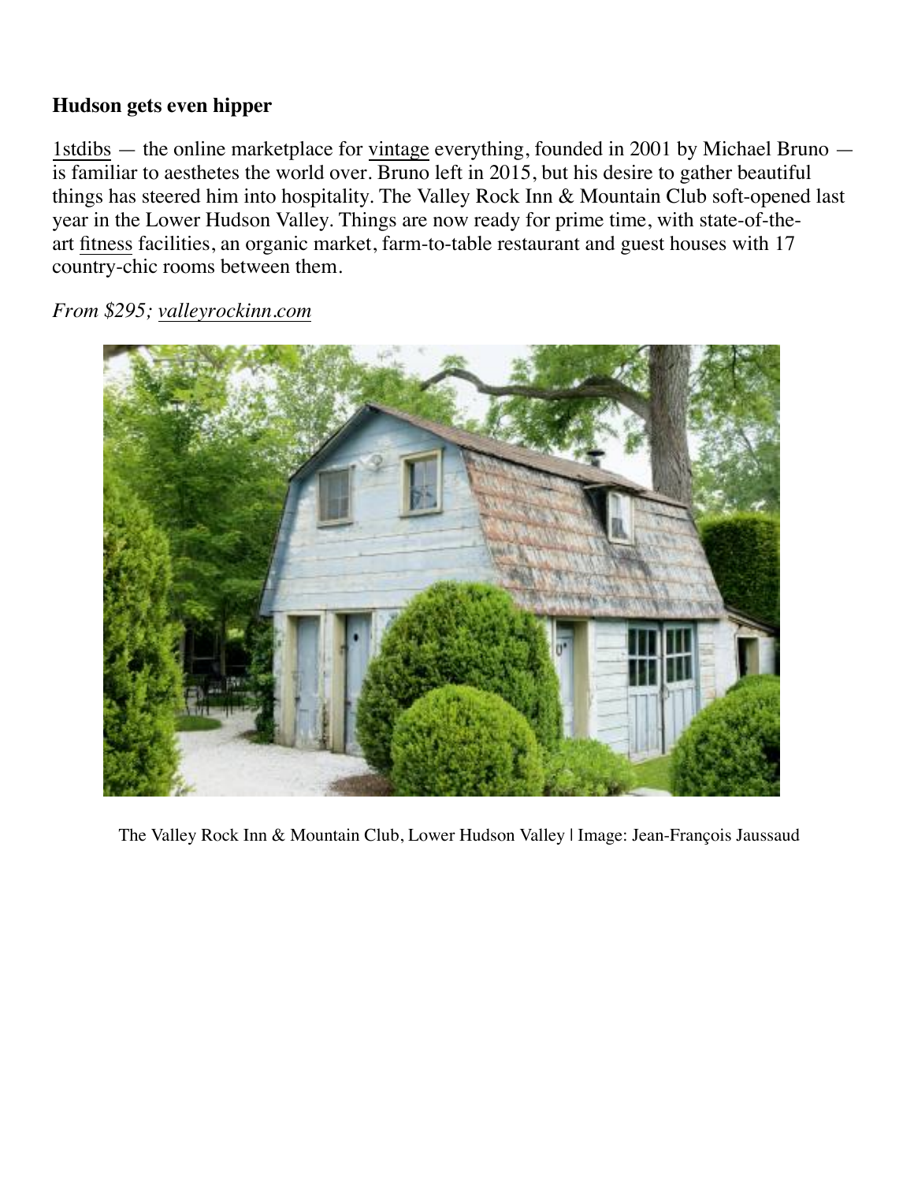**Hudson gets even hipper**

1stdibs — the online marketplace for vintage everything, founded in 2001 by Michael Bruno — is familiar to aesthetes the world over. Bruno left in 2015, but his desire to gather beautiful things has steered him into hospitality. The Valley Rock Inn & Mountain Club soft-opened last year in the Lower Hudson Valley. Things are now ready for prime time, with state-of-the-art fitness facilities, an organic market, farm-to-table restaurant and guest houses with 17 country-chic rooms between them.

*From $295; valleyrockinn.com*

The Valley Rock Inn & Mountain Club, Lower Hudson Valley | Image: Jean-François Jaussaud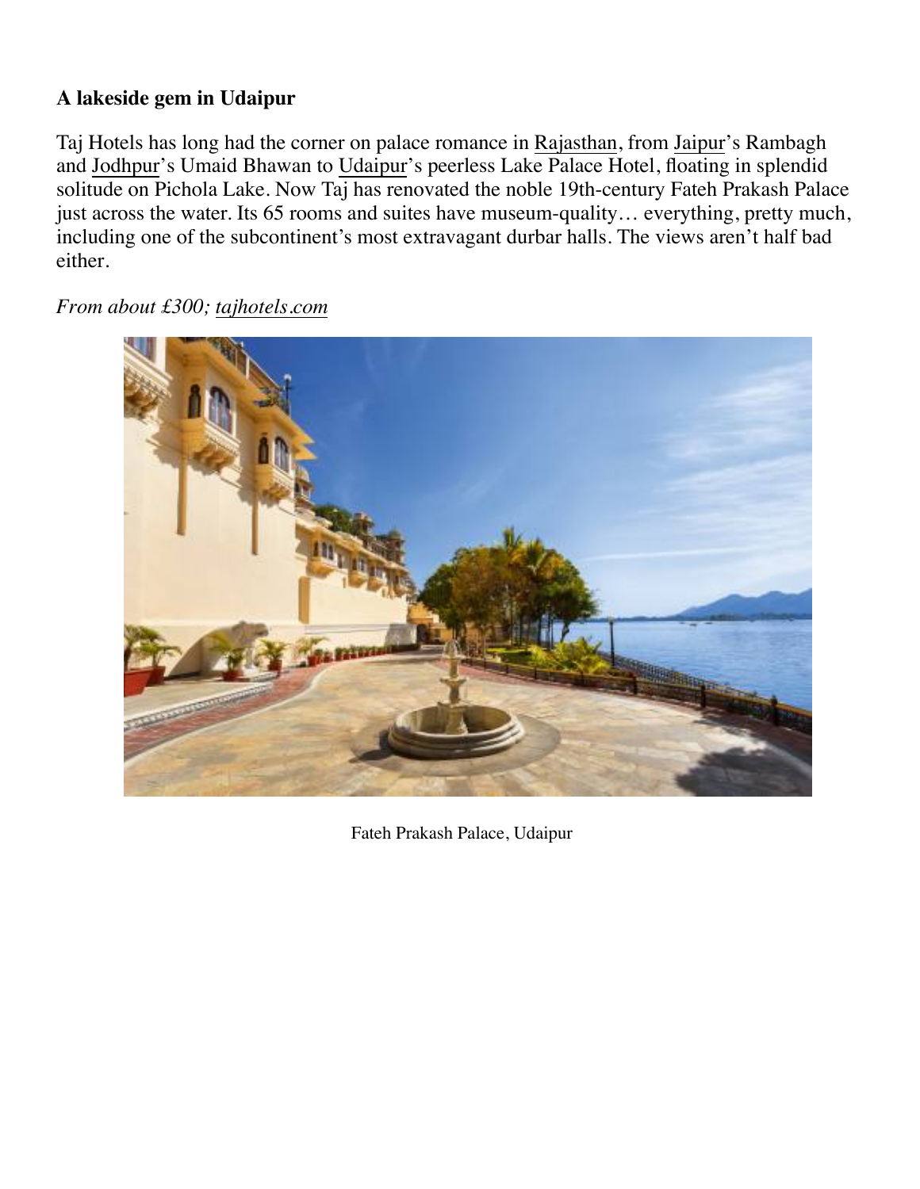**A lakeside gem in Udaipur**

Taj Hotels has long had the corner on palace romance in Rajasthan, from Jaipur's Rambagh and Jodhpur's Umaid Bhawan to Udaipur's peerless Lake Palace Hotel, floating in splendid solitude on Pichola Lake. Now Taj has renovated the noble 19th-century Fateh Prakash Palace just across the water. Its 65 rooms and suites have museum-quality… everything, pretty much, including one of the subcontinent's most extravagant durbar halls. The views aren't half bad either.

*From about £300; tajhotels.com*

Fateh Prakash Palace, Udaipur